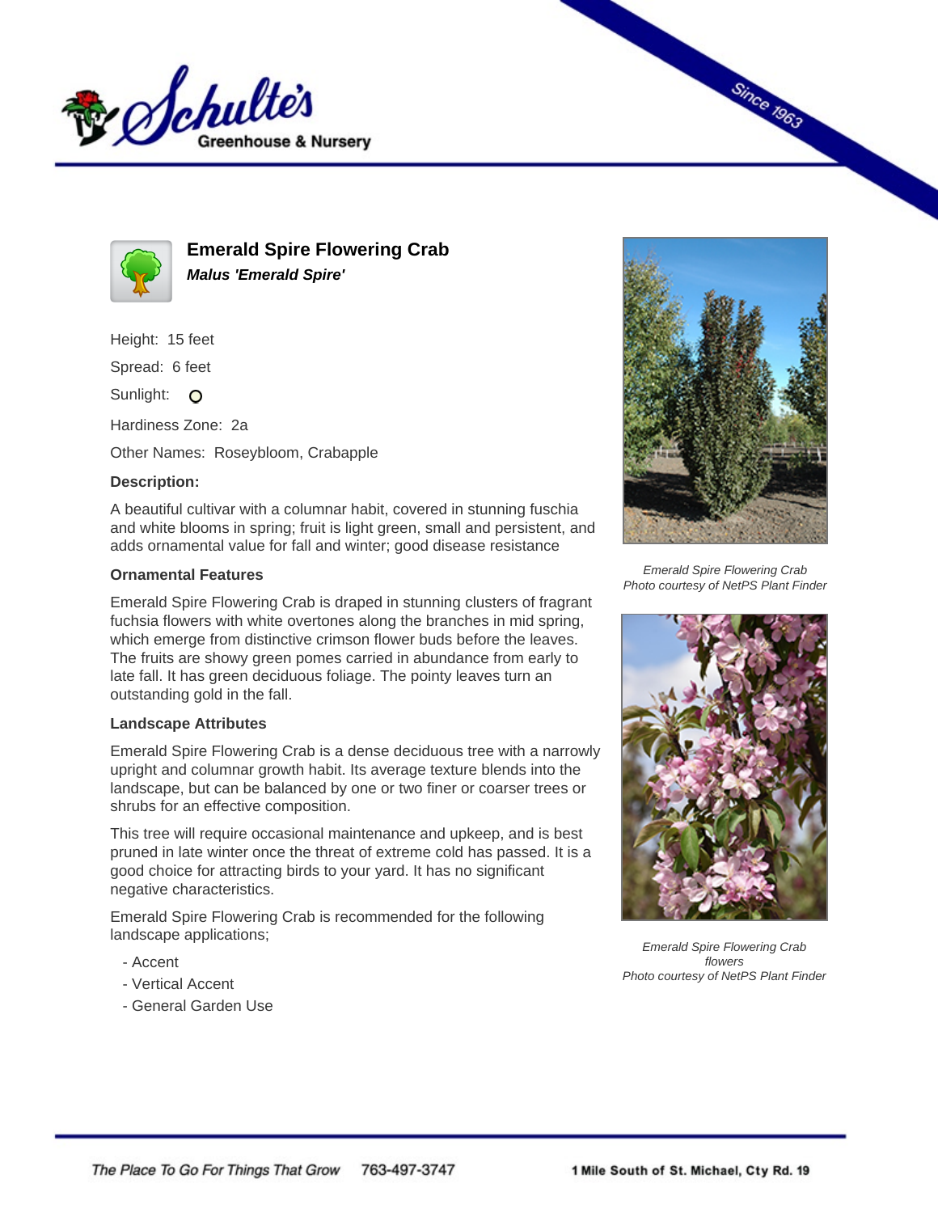# Emerald Spire Flowering Crab

***Malus 'Emerald Spire'***

Height: 15 feet

Spread: 6 feet

Sunlight:

Hardiness Zone: 2a

Other Names: Roseybloom, Crabapple

**Description:**

A beautiful cultivar with a columnar habit, covered in stunning fuschia and white blooms in spring; fruit is light green, small and persistent, and adds ornamental value for fall and winter; good disease resistance

### Ornamental Features

Emerald Spire Flowering Crab is draped in stunning clusters of fragrant fuchsia flowers with white overtones along the branches in mid spring, which emerge from distinctive crimson flower buds before the leaves. The fruits are showy green pomes carried in abundance from early to late fall. It has green deciduous foliage. The pointy leaves turn an outstanding gold in the fall.

### Landscape Attributes

Emerald Spire Flowering Crab is a dense deciduous tree with a narrowly upright and columnar growth habit. Its average texture blends into the landscape, but can be balanced by one or two finer or coarser trees or shrubs for an effective composition.

This tree will require occasional maintenance and upkeep, and is best pruned in late winter once the threat of extreme cold has passed. It is a good choice for attracting birds to your yard. It has no significant negative characteristics.

Emerald Spire Flowering Crab is recommended for the following landscape applications;

- Accent
- Vertical Accent
- General Garden Use

*Emerald Spire Flowering Crab*
*Photo courtesy of NetPS Plant Finder*

*Emerald Spire Flowering Crab flowers*
*Photo courtesy of NetPS Plant Finder*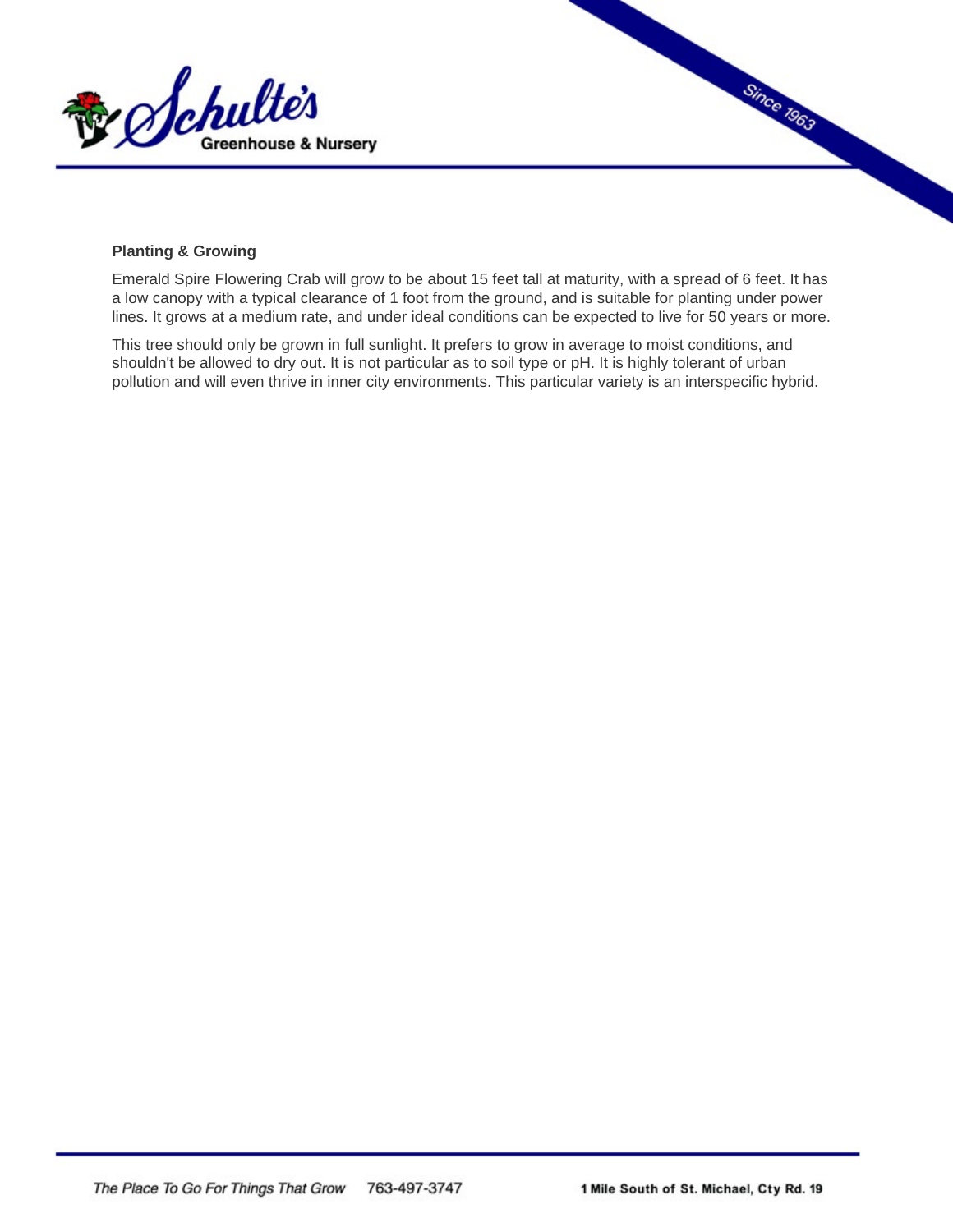**Planting & Growing**

Emerald Spire Flowering Crab will grow to be about 15 feet tall at maturity, with a spread of 6 feet. It has a low canopy with a typical clearance of 1 foot from the ground, and is suitable for planting under power lines. It grows at a medium rate, and under ideal conditions can be expected to live for 50 years or more.

This tree should only be grown in full sunlight. It prefers to grow in average to moist conditions, and shouldn't be allowed to dry out. It is not particular as to soil type or pH. It is highly tolerant of urban pollution and will even thrive in inner city environments. This particular variety is an interspecific hybrid.